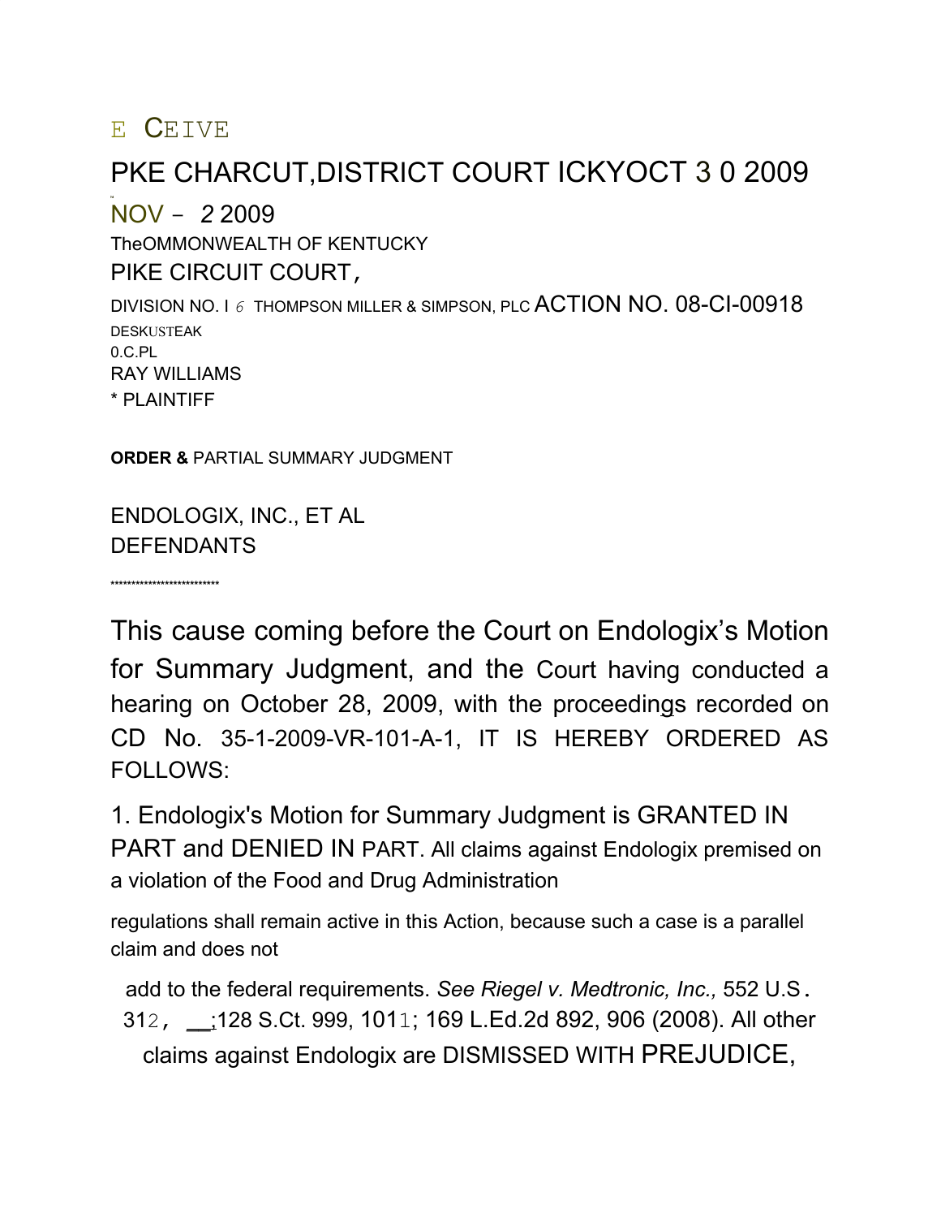E CEIVE

PKE CHARCUT,DISTRICT COURT ICKYOCT 3 0 2009

NOV - 2 2009

TheOMMONWEALTH OF KENTUCKY

PIKE CIRCUIT COURT,

DIVISION NO. I 6 THOMPSON MILLER & SIMPSON, PLC ACTION NO. 08-CI-00918

DESKUSTEAK

0.C.PL

RAY WILLIAMS

* PLAINTIFF

**ORDER &** PARTIAL SUMMARY JUDGMENT

ENDOLOGIX, INC., ET AL

DEFENDANTS

*************************

This cause coming before the Court on Endologix's Motion for Summary Judgment, and the Court having conducted a hearing on October 28, 2009, with the proceedings recorded on CD No. 35-1-2009-VR-101-A-1, IT IS HEREBY ORDERED AS FOLLOWS:

1. Endologix's Motion for Summary Judgment is GRANTED IN PART and DENIED IN PART. All claims against Endologix premised on a violation of the Food and Drug Administration regulations shall remain active in this Action, because such a case is a parallel claim and does not add to the federal requirements. *See Riegel v. Medtronic, Inc.,* 552 U.S. 312, __;128 S.Ct. 999, 1011; 169 L.Ed.2d 892, 906 (2008). All other claims against Endologix are DISMISSED WITH PREJUDICE,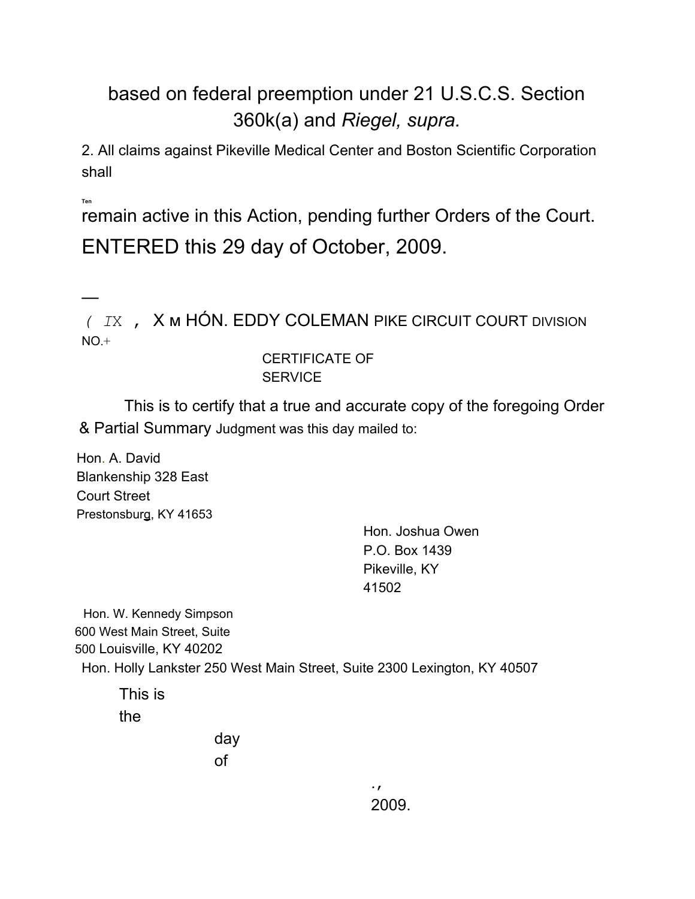based on federal preemption under 21 U.S.C.S. Section 360k(a) and *Riegel, supra.*

2. All claims against Pikeville Medical Center and Boston Scientific Corporation shall

Ten

remain active in this Action, pending further Orders of the Court.

ENTERED this 29 day of October, 2009.

—

( IX , X м HÓN. EDDY COLEMAN PIKE CIRCUIT COURT DIVISION NO.+

CERTIFICATE OF SERVICE

This is to certify that a true and accurate copy of the foregoing Order & Partial Summary Judgment was this day mailed to:

Hon. A. David Blankenship 328 East Court Street
Prestonsburg, KY 41653

Hon. Joshua Owen
P.O. Box 1439
Pikeville, KY 41502

Hon. W. Kennedy Simpson
600 West Main Street, Suite 500 Louisville, KY 40202

Hon. Holly Lankster 250 West Main Street, Suite 2300 Lexington, KY 40507

This is the day of ., 2009.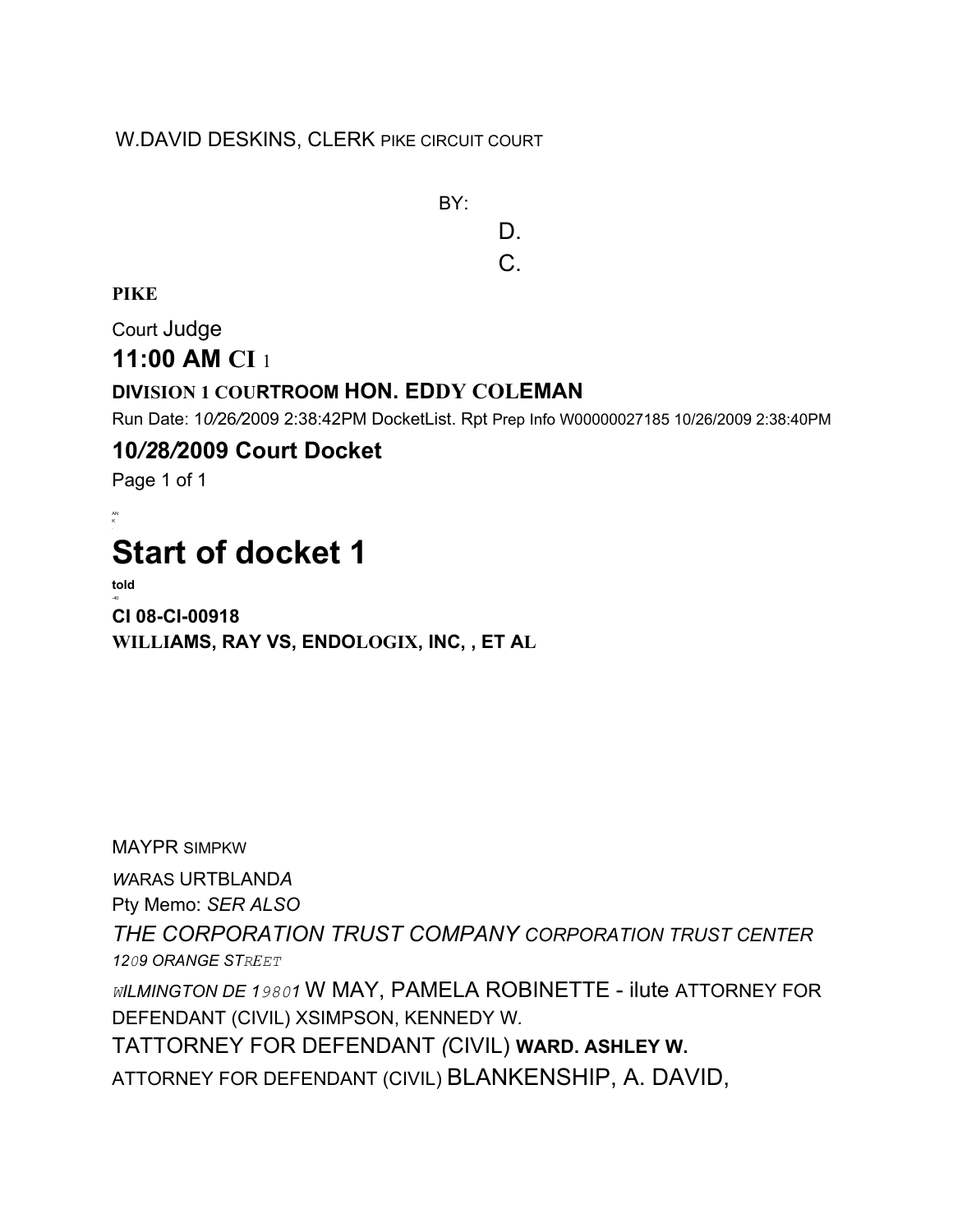W.DAVID DESKINS, CLERK PIKE CIRCUIT COURT

BY:

D.

C.

**PIKE**

Court Judge

## 11:00 AM CI 1

**DIVISION 1 COURTROOM HON. EDDY COLEMAN**

Run Date: 10/26/2009 2:38:42PM DocketList. Rpt Prep Info W00000027185 10/26/2009 2:38:40PM

## 10/28/2009 Court Docket

AN
K

# Start of docket 1

**told**

-40

**CI 08-CI-00918**
**WILLIAMS, RAY VS, ENDOLOGIX, INC, , ET AL**

MAYPR SIMPKW

*W*ARAS URTBLAND*A*

Pty Memo: *SER ALSO*

*THE CORPORATION TRUST COMPANY CORPORATION TRUST CENTER*

*1209 ORANGE STREET*

*WILMINGTON DE 19801* W MAY, PAMELA ROBINETTE - ilute ATTORNEY FOR DEFENDANT (CIVIL) XSIMPSON, KENNEDY W.

TATTORNEY FOR DEFENDANT (CIVIL) **WARD. ASHLEY W.**

ATTORNEY FOR DEFENDANT (CIVIL) BLANKENSHIP, A. DAVID,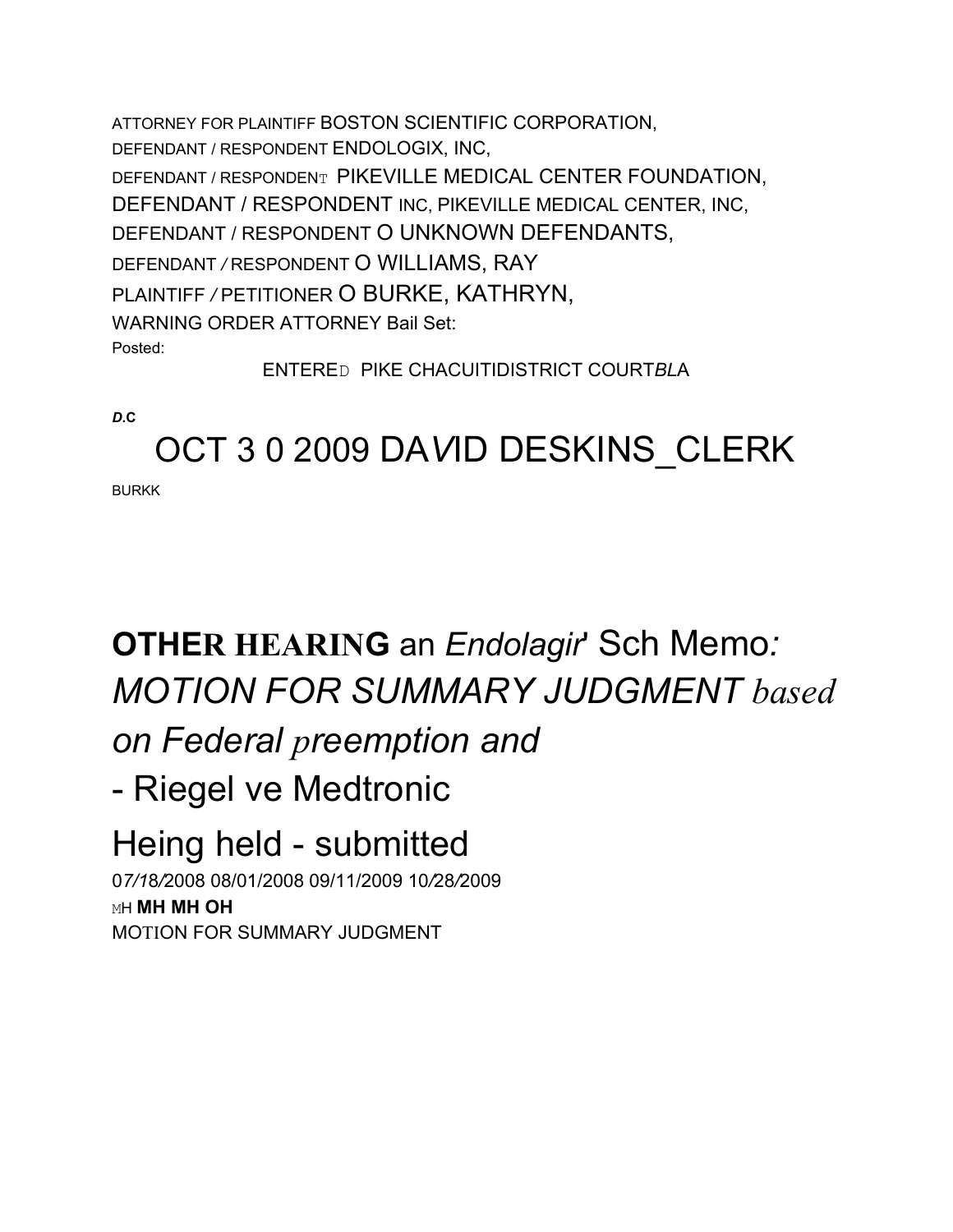ATTORNEY FOR PLAINTIFF BOSTON SCIENTIFIC CORPORATION,
DEFENDANT / RESPONDENT ENDOLOGIX, INC,
DEFENDANT / RESPONDENT PIKEVILLE MEDICAL CENTER FOUNDATION,
DEFENDANT / RESPONDENT INC, PIKEVILLE MEDICAL CENTER, INC,
DEFENDANT / RESPONDENT O UNKNOWN DEFENDANTS,
DEFENDANT / RESPONDENT O WILLIAMS, RAY
PLAINTIFF / PETITIONER O BURKE, KATHRYN,
WARNING ORDER ATTORNEY Bail Set:
Posted:

ENTERED PIKE CHACUITIDISTRICT COURT*BL*A

***D*.C**

# OCT 3 0 2009 DAVID DESKINS_CLERK

BURKK

# **OTHER HEARING** an *Endolagir*' Sch Memo*:* *MOTION FOR SUMMARY JUDGMENT based on Federal preemption and*

# - Riegel ve Medtronic

# Heing held - submitted

07/18/2008 08/01/2008 09/11/2009 10/28/2009
MH **MH MH OH**
MOTION FOR SUMMARY JUDGMENT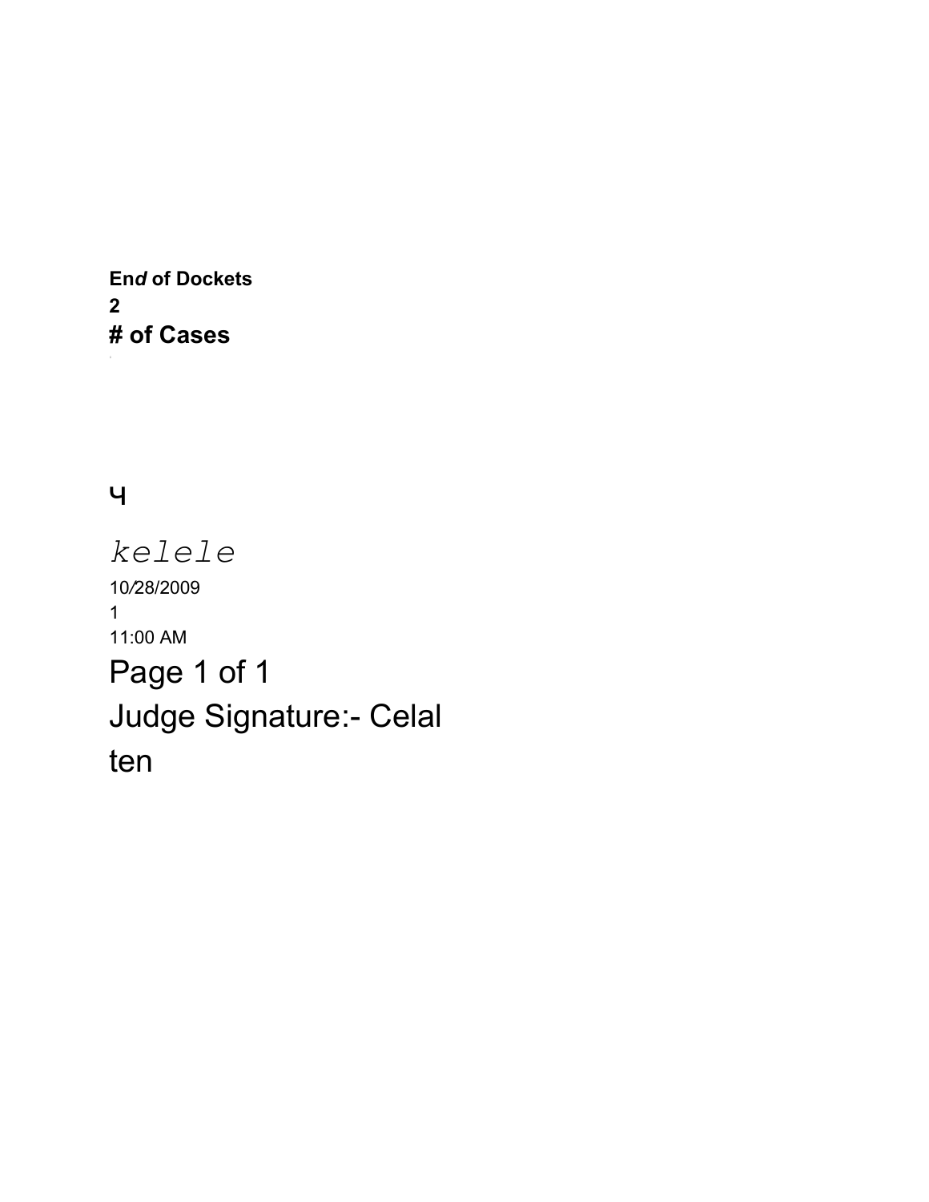**En*d* of Dockets**
**2**
**# of Cases**

Ч

*kelele*
10/28/2009
1
11:00 AM

Judge Signature:- Celal
ten